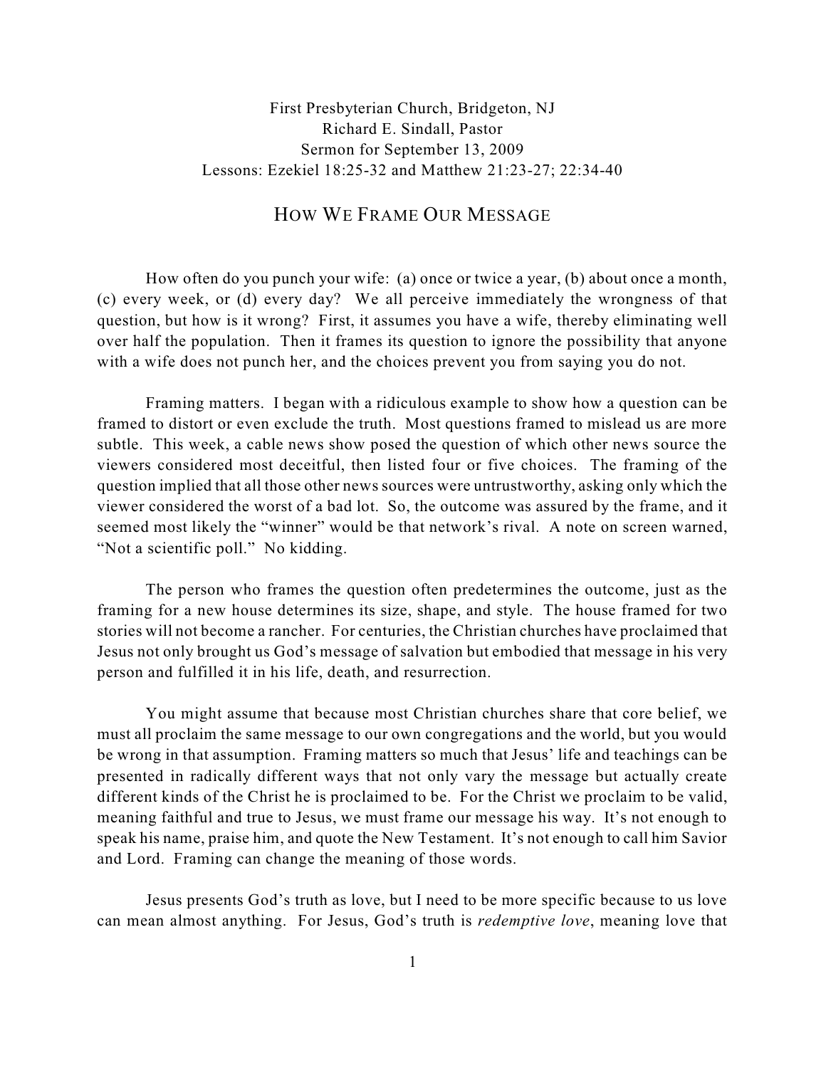First Presbyterian Church, Bridgeton, NJ
Richard E. Sindall, Pastor
Sermon for September 13, 2009
Lessons: Ezekiel 18:25-32 and Matthew 21:23-27; 22:34-40

# HOW WE FRAME OUR MESSAGE

How often do you punch your wife: (a) once or twice a year, (b) about once a month, (c) every week, or (d) every day? We all perceive immediately the wrongness of that question, but how is it wrong? First, it assumes you have a wife, thereby eliminating well over half the population. Then it frames its question to ignore the possibility that anyone with a wife does not punch her, and the choices prevent you from saying you do not.

Framing matters. I began with a ridiculous example to show how a question can be framed to distort or even exclude the truth. Most questions framed to mislead us are more subtle. This week, a cable news show posed the question of which other news source the viewers considered most deceitful, then listed four or five choices. The framing of the question implied that all those other news sources were untrustworthy, asking only which the viewer considered the worst of a bad lot. So, the outcome was assured by the frame, and it seemed most likely the "winner" would be that network's rival. A note on screen warned, "Not a scientific poll." No kidding.

The person who frames the question often predetermines the outcome, just as the framing for a new house determines its size, shape, and style. The house framed for two stories will not become a rancher. For centuries, the Christian churches have proclaimed that Jesus not only brought us God's message of salvation but embodied that message in his very person and fulfilled it in his life, death, and resurrection.

You might assume that because most Christian churches share that core belief, we must all proclaim the same message to our own congregations and the world, but you would be wrong in that assumption. Framing matters so much that Jesus' life and teachings can be presented in radically different ways that not only vary the message but actually create different kinds of the Christ he is proclaimed to be. For the Christ we proclaim to be valid, meaning faithful and true to Jesus, we must frame our message his way. It's not enough to speak his name, praise him, and quote the New Testament. It's not enough to call him Savior and Lord. Framing can change the meaning of those words.

Jesus presents God's truth as love, but I need to be more specific because to us love can mean almost anything. For Jesus, God's truth is *redemptive love*, meaning love that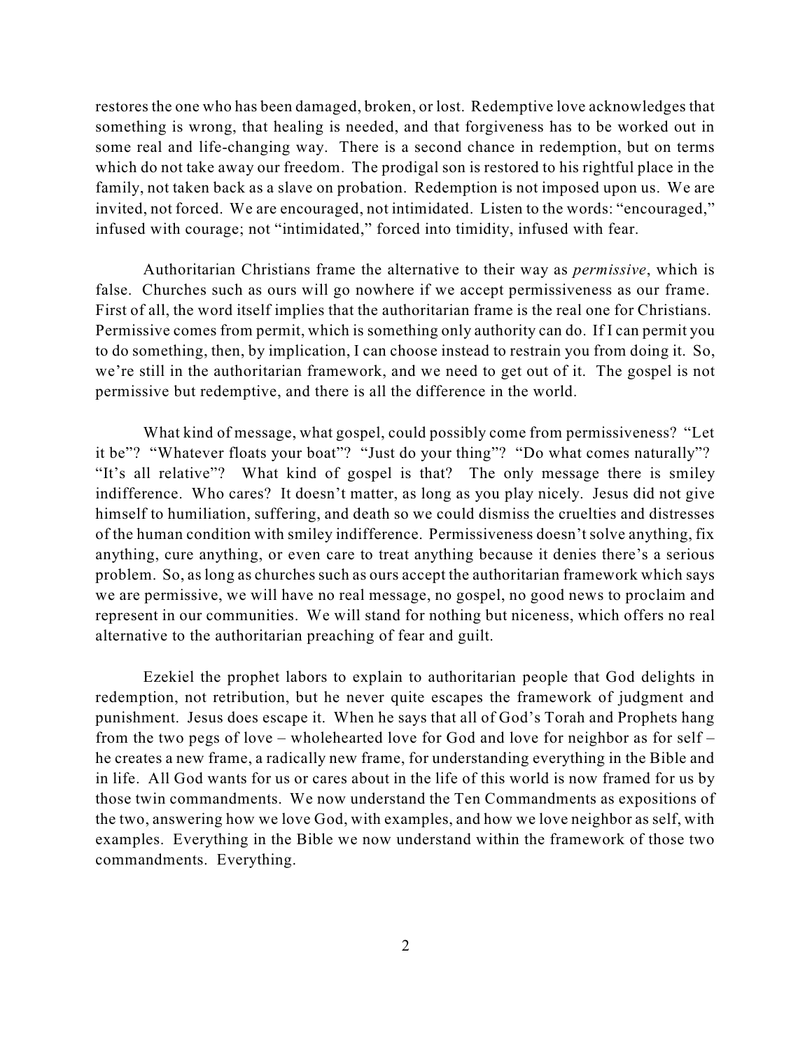restores the one who has been damaged, broken, or lost. Redemptive love acknowledges that something is wrong, that healing is needed, and that forgiveness has to be worked out in some real and life-changing way. There is a second chance in redemption, but on terms which do not take away our freedom. The prodigal son is restored to his rightful place in the family, not taken back as a slave on probation. Redemption is not imposed upon us. We are invited, not forced. We are encouraged, not intimidated. Listen to the words: "encouraged," infused with courage; not "intimidated," forced into timidity, infused with fear.

Authoritarian Christians frame the alternative to their way as *permissive*, which is false. Churches such as ours will go nowhere if we accept permissiveness as our frame. First of all, the word itself implies that the authoritarian frame is the real one for Christians. Permissive comes from permit, which is something only authority can do. If I can permit you to do something, then, by implication, I can choose instead to restrain you from doing it. So, we're still in the authoritarian framework, and we need to get out of it. The gospel is not permissive but redemptive, and there is all the difference in the world.

What kind of message, what gospel, could possibly come from permissiveness? "Let it be"? "Whatever floats your boat"? "Just do your thing"? "Do what comes naturally"? "It's all relative"? What kind of gospel is that? The only message there is smiley indifference. Who cares? It doesn't matter, as long as you play nicely. Jesus did not give himself to humiliation, suffering, and death so we could dismiss the cruelties and distresses of the human condition with smiley indifference. Permissiveness doesn't solve anything, fix anything, cure anything, or even care to treat anything because it denies there's a serious problem. So, as long as churches such as ours accept the authoritarian framework which says we are permissive, we will have no real message, no gospel, no good news to proclaim and represent in our communities. We will stand for nothing but niceness, which offers no real alternative to the authoritarian preaching of fear and guilt.

Ezekiel the prophet labors to explain to authoritarian people that God delights in redemption, not retribution, but he never quite escapes the framework of judgment and punishment. Jesus does escape it. When he says that all of God's Torah and Prophets hang from the two pegs of love – wholehearted love for God and love for neighbor as for self – he creates a new frame, a radically new frame, for understanding everything in the Bible and in life. All God wants for us or cares about in the life of this world is now framed for us by those twin commandments. We now understand the Ten Commandments as expositions of the two, answering how we love God, with examples, and how we love neighbor as self, with examples. Everything in the Bible we now understand within the framework of those two commandments. Everything.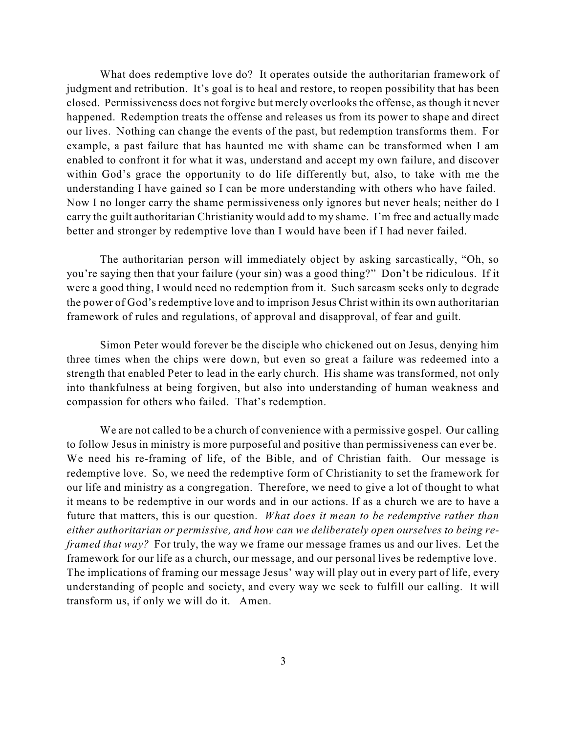What does redemptive love do? It operates outside the authoritarian framework of judgment and retribution. It's goal is to heal and restore, to reopen possibility that has been closed. Permissiveness does not forgive but merely overlooks the offense, as though it never happened. Redemption treats the offense and releases us from its power to shape and direct our lives. Nothing can change the events of the past, but redemption transforms them. For example, a past failure that has haunted me with shame can be transformed when I am enabled to confront it for what it was, understand and accept my own failure, and discover within God's grace the opportunity to do life differently but, also, to take with me the understanding I have gained so I can be more understanding with others who have failed. Now I no longer carry the shame permissiveness only ignores but never heals; neither do I carry the guilt authoritarian Christianity would add to my shame. I'm free and actually made better and stronger by redemptive love than I would have been if I had never failed.

The authoritarian person will immediately object by asking sarcastically, "Oh, so you're saying then that your failure (your sin) was a good thing?" Don't be ridiculous. If it were a good thing, I would need no redemption from it. Such sarcasm seeks only to degrade the power of God's redemptive love and to imprison Jesus Christ within its own authoritarian framework of rules and regulations, of approval and disapproval, of fear and guilt.

Simon Peter would forever be the disciple who chickened out on Jesus, denying him three times when the chips were down, but even so great a failure was redeemed into a strength that enabled Peter to lead in the early church. His shame was transformed, not only into thankfulness at being forgiven, but also into understanding of human weakness and compassion for others who failed. That's redemption.

We are not called to be a church of convenience with a permissive gospel. Our calling to follow Jesus in ministry is more purposeful and positive than permissiveness can ever be. We need his re-framing of life, of the Bible, and of Christian faith. Our message is redemptive love. So, we need the redemptive form of Christianity to set the framework for our life and ministry as a congregation. Therefore, we need to give a lot of thought to what it means to be redemptive in our words and in our actions. If as a church we are to have a future that matters, this is our question. *What does it mean to be redemptive rather than either authoritarian or permissive, and how can we deliberately open ourselves to being re-framed that way?* For truly, the way we frame our message frames us and our lives. Let the framework for our life as a church, our message, and our personal lives be redemptive love. The implications of framing our message Jesus' way will play out in every part of life, every understanding of people and society, and every way we seek to fulfill our calling. It will transform us, if only we will do it. Amen.